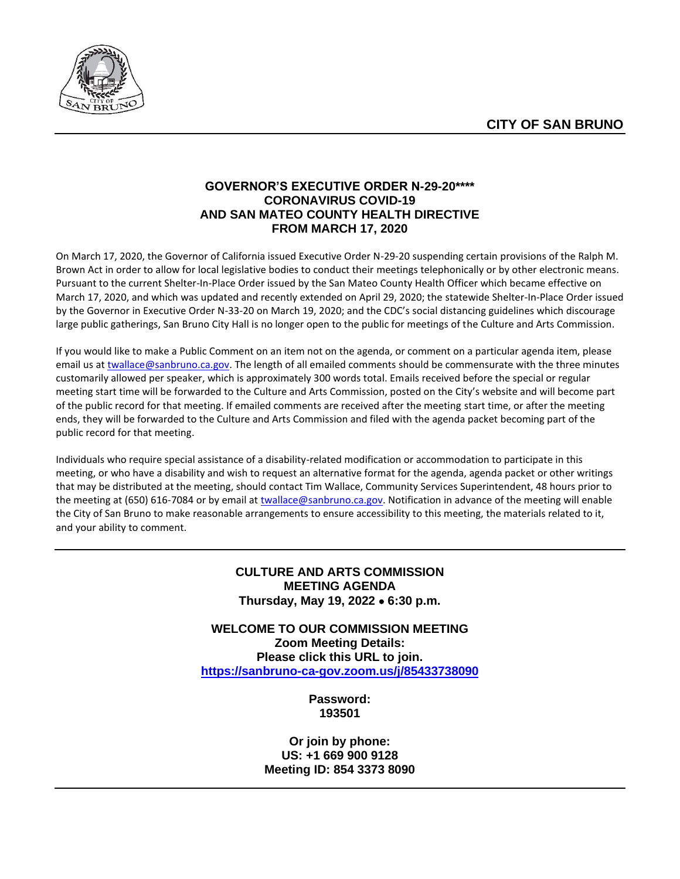# CITY OF SAN BRUNO

## GOVERNOR'S EXECUTIVE ORDER N-29-20****
## CORONAVIRUS COVID-19
## AND SAN MATEO COUNTY HEALTH DIRECTIVE
## FROM MARCH 17, 2020

On March 17, 2020, the Governor of California issued Executive Order N-29-20 suspending certain provisions of the Ralph M. Brown Act in order to allow for local legislative bodies to conduct their meetings telephonically or by other electronic means. Pursuant to the current Shelter-In-Place Order issued by the San Mateo County Health Officer which became effective on March 17, 2020, and which was updated and recently extended on April 29, 2020; the statewide Shelter-In-Place Order issued by the Governor in Executive Order N-33-20 on March 19, 2020; and the CDC's social distancing guidelines which discourage large public gatherings, San Bruno City Hall is no longer open to the public for meetings of the Culture and Arts Commission.

If you would like to make a Public Comment on an item not on the agenda, or comment on a particular agenda item, please email us at twallace@sanbruno.ca.gov. The length of all emailed comments should be commensurate with the three minutes customarily allowed per speaker, which is approximately 300 words total. Emails received before the special or regular meeting start time will be forwarded to the Culture and Arts Commission, posted on the City's website and will become part of the public record for that meeting. If emailed comments are received after the meeting start time, or after the meeting ends, they will be forwarded to the Culture and Arts Commission and filed with the agenda packet becoming part of the public record for that meeting.

Individuals who require special assistance of a disability-related modification or accommodation to participate in this meeting, or who have a disability and wish to request an alternative format for the agenda, agenda packet or other writings that may be distributed at the meeting, should contact Tim Wallace, Community Services Superintendent, 48 hours prior to the meeting at (650) 616-7084 or by email at twallace@sanbruno.ca.gov. Notification in advance of the meeting will enable the City of San Bruno to make reasonable arrangements to ensure accessibility to this meeting, the materials related to it, and your ability to comment.

---

## CULTURE AND ARTS COMMISSION
## MEETING AGENDA
**Thursday, May 19, 2022 • 6:30 p.m.**

**WELCOME TO OUR COMMISSION MEETING**
**Zoom Meeting Details:**
**Please click this URL to join.**
**https://sanbruno-ca-gov.zoom.us/j/85433738090**

**Password:**
**193501**

**Or join by phone:**
**US: +1 669 900 9128**
**Meeting ID: 854 3373 8090**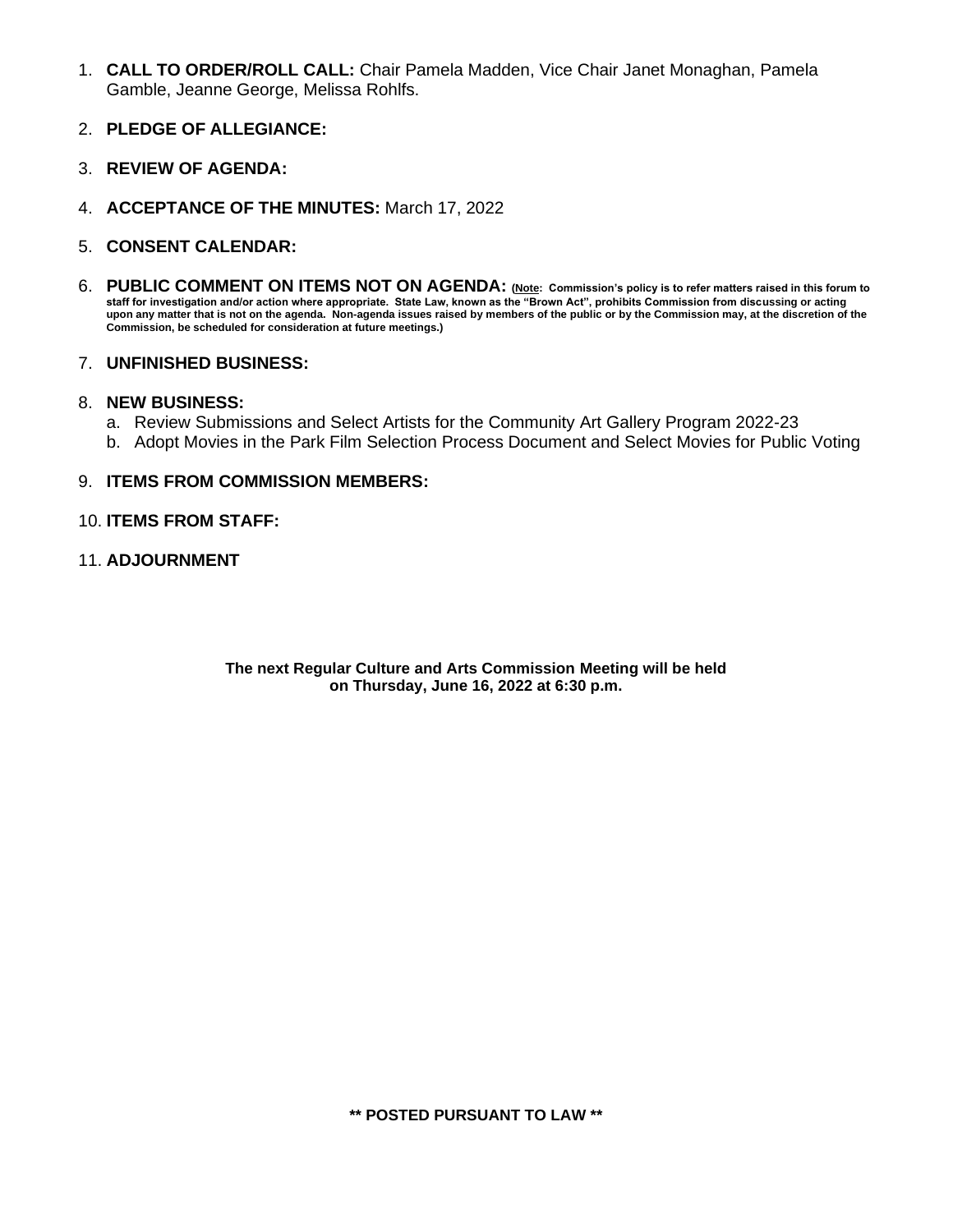1. **CALL TO ORDER/ROLL CALL:** Chair Pamela Madden, Vice Chair Janet Monaghan, Pamela Gamble, Jeanne George, Melissa Rohlfs.

2. **PLEDGE OF ALLEGIANCE:**

3. **REVIEW OF AGENDA:**

4. **ACCEPTANCE OF THE MINUTES:** March 17, 2022

5. **CONSENT CALENDAR:**

6. **PUBLIC COMMENT ON ITEMS NOT ON AGENDA:** **(Note: Commission's policy is to refer matters raised in this forum to staff for investigation and/or action where appropriate. State Law, known as the "Brown Act", prohibits Commission from discussing or acting upon any matter that is not on the agenda. Non-agenda issues raised by members of the public or by the Commission may, at the discretion of the Commission, be scheduled for consideration at future meetings.)**

7. **UNFINISHED BUSINESS:**

8. **NEW BUSINESS:**
   a. Review Submissions and Select Artists for the Community Art Gallery Program 2022-23
   b. Adopt Movies in the Park Film Selection Process Document and Select Movies for Public Voting

9. **ITEMS FROM COMMISSION MEMBERS:**

10. **ITEMS FROM STAFF:**

11. **ADJOURNMENT**

**The next Regular Culture and Arts Commission Meeting will be held on Thursday, June 16, 2022 at 6:30 p.m.**

**\*\* POSTED PURSUANT TO LAW \*\***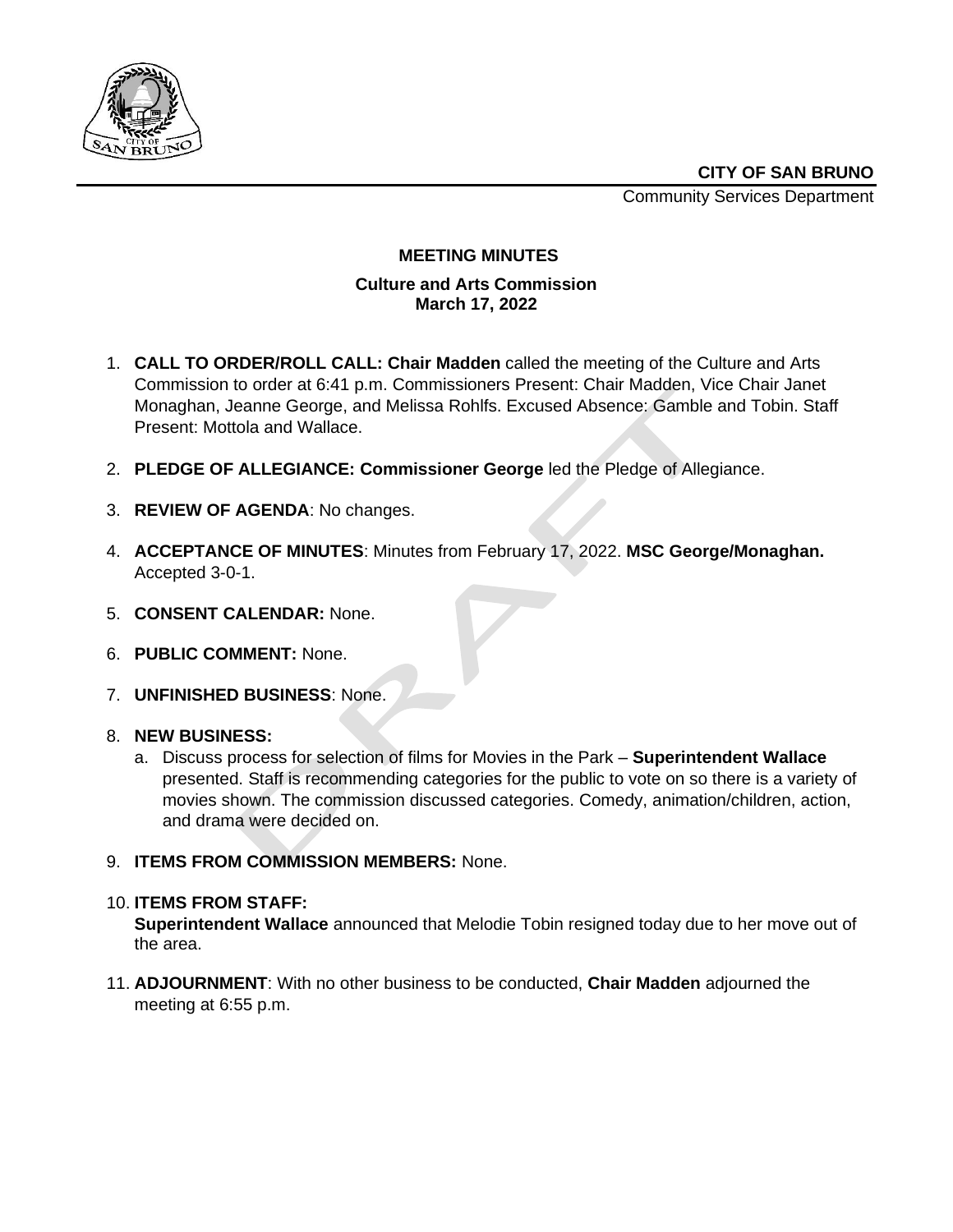**CITY OF SAN BRUNO**

Community Services Department

**MEETING MINUTES**

**Culture and Arts Commission**
**March 17, 2022**

1. **CALL TO ORDER/ROLL CALL: Chair Madden** called the meeting of the Culture and Arts Commission to order at 6:41 p.m. Commissioners Present: Chair Madden, Vice Chair Janet Monaghan, Jeanne George, and Melissa Rohlfs. Excused Absence: Gamble and Tobin. Staff Present: Mottola and Wallace.

2. **PLEDGE OF ALLEGIANCE: Commissioner George** led the Pledge of Allegiance.

3. **REVIEW OF AGENDA**: No changes.

4. **ACCEPTANCE OF MINUTES**: Minutes from February 17, 2022. **MSC George/Monaghan.** Accepted 3-0-1.

5. **CONSENT CALENDAR:** None.

6. **PUBLIC COMMENT:** None.

7. **UNFINISHED BUSINESS**: None.

8. **NEW BUSINESS:**
   a. Discuss process for selection of films for Movies in the Park – **Superintendent Wallace** presented. Staff is recommending categories for the public to vote on so there is a variety of movies shown. The commission discussed categories. Comedy, animation/children, action, and drama were decided on.

9. **ITEMS FROM COMMISSION MEMBERS:** None.

10. **ITEMS FROM STAFF:**
    **Superintendent Wallace** announced that Melodie Tobin resigned today due to her move out of the area.

11. **ADJOURNMENT**: With no other business to be conducted, **Chair Madden** adjourned the meeting at 6:55 p.m.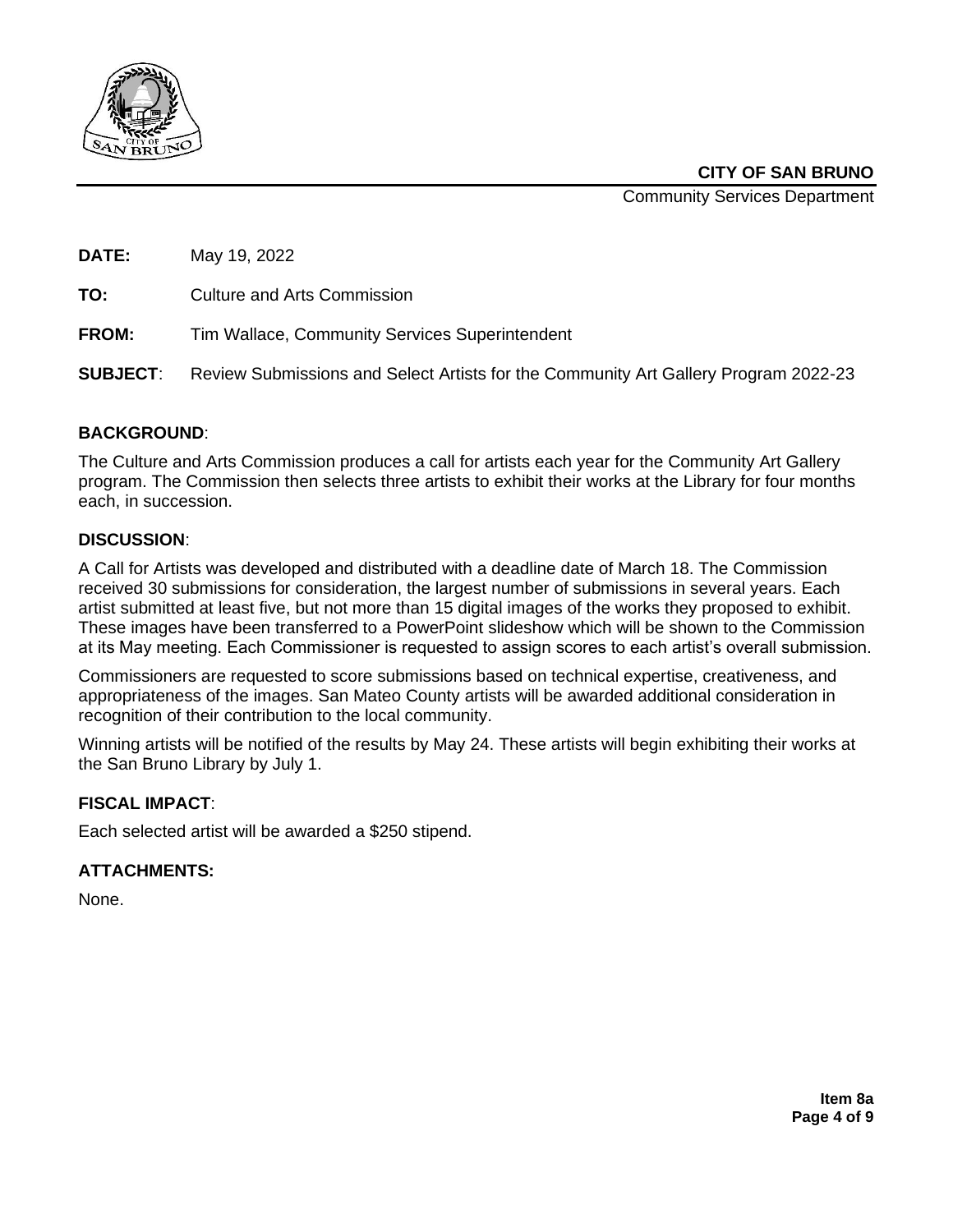**CITY OF SAN BRUNO**
Community Services Department

**DATE:** May 19, 2022

**TO:** Culture and Arts Commission

**FROM:** Tim Wallace, Community Services Superintendent

**SUBJECT**: Review Submissions and Select Artists for the Community Art Gallery Program 2022-23

## BACKGROUND:

The Culture and Arts Commission produces a call for artists each year for the Community Art Gallery program. The Commission then selects three artists to exhibit their works at the Library for four months each, in succession.

## DISCUSSION:

A Call for Artists was developed and distributed with a deadline date of March 18. The Commission received 30 submissions for consideration, the largest number of submissions in several years. Each artist submitted at least five, but not more than 15 digital images of the works they proposed to exhibit. These images have been transferred to a PowerPoint slideshow which will be shown to the Commission at its May meeting. Each Commissioner is requested to assign scores to each artist's overall submission.

Commissioners are requested to score submissions based on technical expertise, creativeness, and appropriateness of the images. San Mateo County artists will be awarded additional consideration in recognition of their contribution to the local community.

Winning artists will be notified of the results by May 24. These artists will begin exhibiting their works at the San Bruno Library by July 1.

## FISCAL IMPACT:

Each selected artist will be awarded a $250 stipend.

## ATTACHMENTS:

None.

**Item 8a**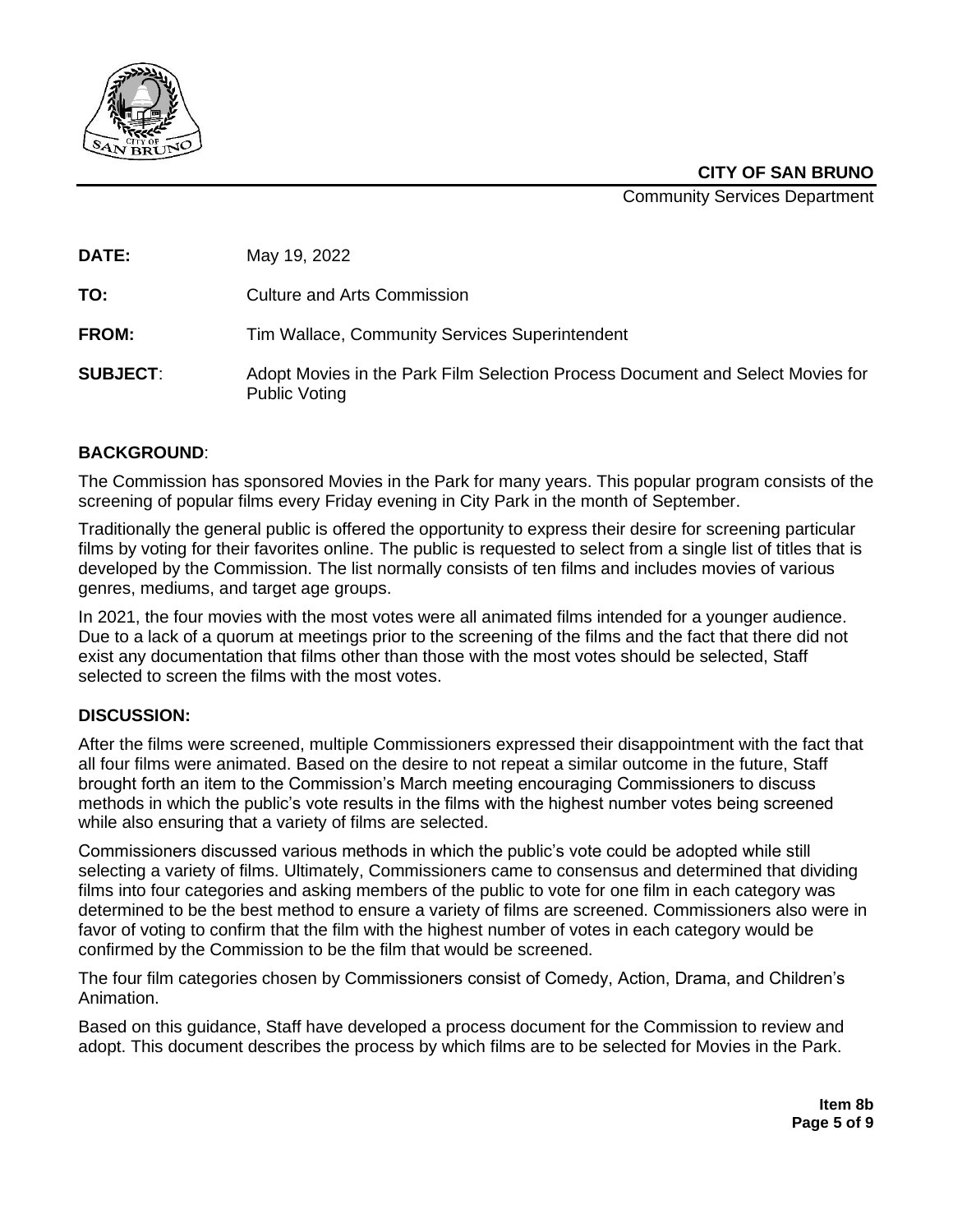**CITY OF SAN BRUNO**

Community Services Department

**DATE:** May 19, 2022

**TO:** Culture and Arts Commission

**FROM:** Tim Wallace, Community Services Superintendent

**SUBJECT**: Adopt Movies in the Park Film Selection Process Document and Select Movies for Public Voting

**BACKGROUND**:

The Commission has sponsored Movies in the Park for many years. This popular program consists of the screening of popular films every Friday evening in City Park in the month of September.

Traditionally the general public is offered the opportunity to express their desire for screening particular films by voting for their favorites online. The public is requested to select from a single list of titles that is developed by the Commission. The list normally consists of ten films and includes movies of various genres, mediums, and target age groups.

In 2021, the four movies with the most votes were all animated films intended for a younger audience. Due to a lack of a quorum at meetings prior to the screening of the films and the fact that there did not exist any documentation that films other than those with the most votes should be selected, Staff selected to screen the films with the most votes.

**DISCUSSION:**

After the films were screened, multiple Commissioners expressed their disappointment with the fact that all four films were animated. Based on the desire to not repeat a similar outcome in the future, Staff brought forth an item to the Commission's March meeting encouraging Commissioners to discuss methods in which the public's vote results in the films with the highest number votes being screened while also ensuring that a variety of films are selected.

Commissioners discussed various methods in which the public's vote could be adopted while still selecting a variety of films. Ultimately, Commissioners came to consensus and determined that dividing films into four categories and asking members of the public to vote for one film in each category was determined to be the best method to ensure a variety of films are screened. Commissioners also were in favor of voting to confirm that the film with the highest number of votes in each category would be confirmed by the Commission to be the film that would be screened.

The four film categories chosen by Commissioners consist of Comedy, Action, Drama, and Children's Animation.

Based on this guidance, Staff have developed a process document for the Commission to review and adopt. This document describes the process by which films are to be selected for Movies in the Park.

**Item 8b**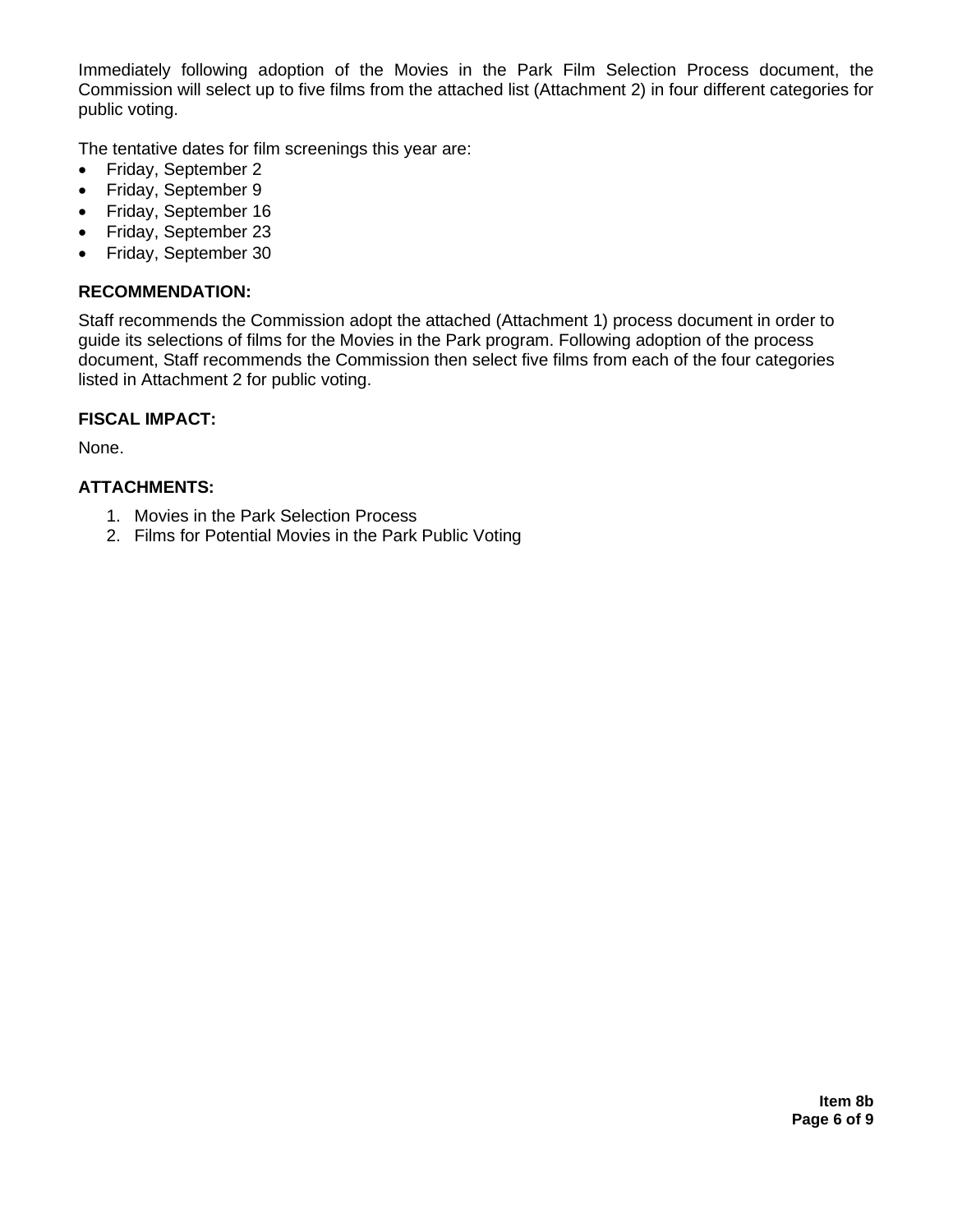Immediately following adoption of the Movies in the Park Film Selection Process document, the Commission will select up to five films from the attached list (Attachment 2) in four different categories for public voting.

The tentative dates for film screenings this year are:

- Friday, September 2
- Friday, September 9
- Friday, September 16
- Friday, September 23
- Friday, September 30

**RECOMMENDATION:**

Staff recommends the Commission adopt the attached (Attachment 1) process document in order to guide its selections of films for the Movies in the Park program. Following adoption of the process document, Staff recommends the Commission then select five films from each of the four categories listed in Attachment 2 for public voting.

**FISCAL IMPACT:**

None.

**ATTACHMENTS:**

1. Movies in the Park Selection Process
2. Films for Potential Movies in the Park Public Voting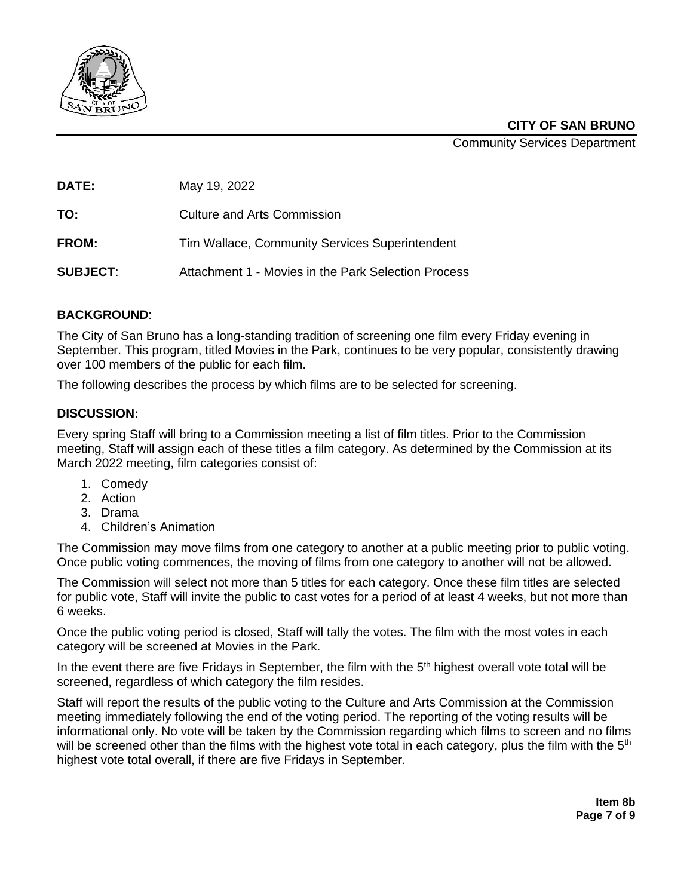**CITY OF SAN BRUNO**

Community Services Department

**DATE:** May 19, 2022

**TO:** Culture and Arts Commission

**FROM:** Tim Wallace, Community Services Superintendent

**SUBJECT**: Attachment 1 - Movies in the Park Selection Process

## BACKGROUND:

The City of San Bruno has a long-standing tradition of screening one film every Friday evening in September. This program, titled Movies in the Park, continues to be very popular, consistently drawing over 100 members of the public for each film.

The following describes the process by which films are to be selected for screening.

## DISCUSSION:

Every spring Staff will bring to a Commission meeting a list of film titles. Prior to the Commission meeting, Staff will assign each of these titles a film category. As determined by the Commission at its March 2022 meeting, film categories consist of:

1. Comedy
2. Action
3. Drama
4. Children's Animation

The Commission may move films from one category to another at a public meeting prior to public voting. Once public voting commences, the moving of films from one category to another will not be allowed.

The Commission will select not more than 5 titles for each category. Once these film titles are selected for public vote, Staff will invite the public to cast votes for a period of at least 4 weeks, but not more than 6 weeks.

Once the public voting period is closed, Staff will tally the votes. The film with the most votes in each category will be screened at Movies in the Park.

In the event there are five Fridays in September, the film with the 5th highest overall vote total will be screened, regardless of which category the film resides.

Staff will report the results of the public voting to the Culture and Arts Commission at the Commission meeting immediately following the end of the voting period. The reporting of the voting results will be informational only. No vote will be taken by the Commission regarding which films to screen and no films will be screened other than the films with the highest vote total in each category, plus the film with the 5th highest vote total overall, if there are five Fridays in September.

**Item 8b**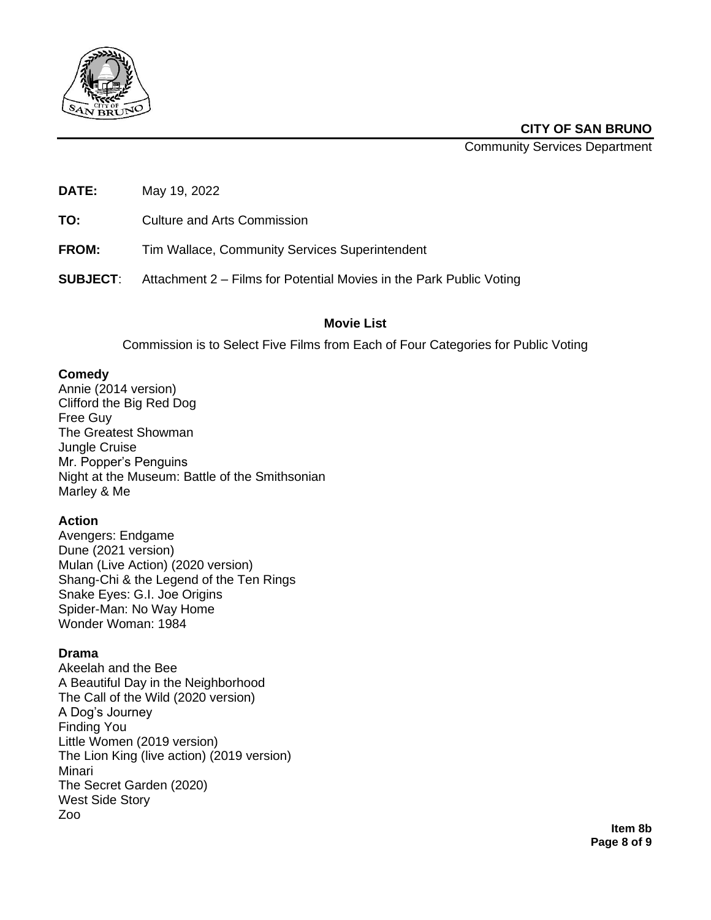**CITY OF SAN BRUNO**
Community Services Department

**DATE:** May 19, 2022

**TO:** Culture and Arts Commission

**FROM:** Tim Wallace, Community Services Superintendent

**SUBJECT**: Attachment 2 – Films for Potential Movies in the Park Public Voting

**Movie List**

Commission is to Select Five Films from Each of Four Categories for Public Voting

**Comedy**
Annie (2014 version)
Clifford the Big Red Dog
Free Guy
The Greatest Showman
Jungle Cruise
Mr. Popper's Penguins
Night at the Museum: Battle of the Smithsonian
Marley & Me

**Action**
Avengers: Endgame
Dune (2021 version)
Mulan (Live Action) (2020 version)
Shang-Chi & the Legend of the Ten Rings
Snake Eyes: G.I. Joe Origins
Spider-Man: No Way Home
Wonder Woman: 1984

**Drama**
Akeelah and the Bee
A Beautiful Day in the Neighborhood
The Call of the Wild (2020 version)
A Dog's Journey
Finding You
Little Women (2019 version)
The Lion King (live action) (2019 version)
Minari
The Secret Garden (2020)
West Side Story
Zoo

**Item 8b**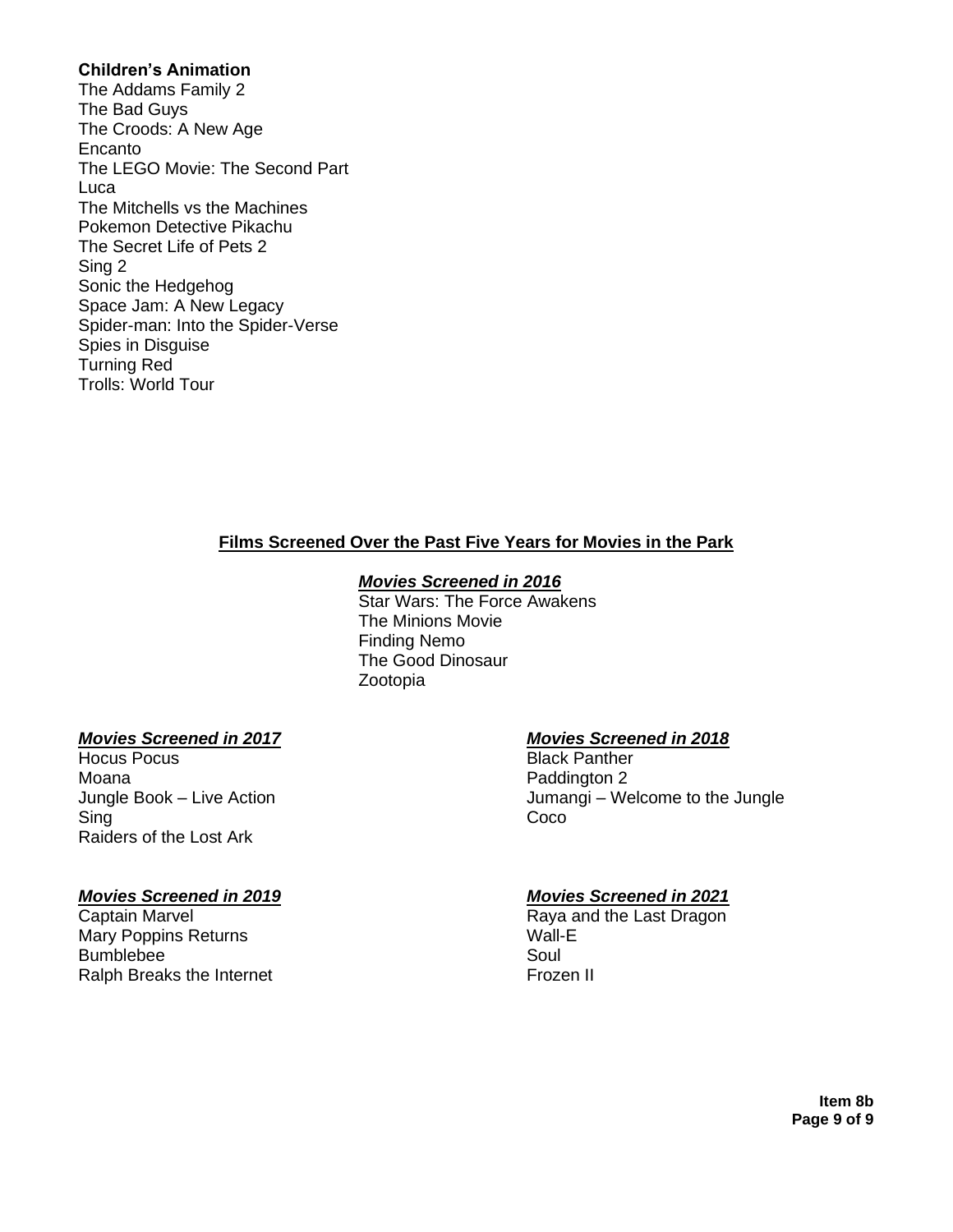**Children's Animation**

The Addams Family 2
The Bad Guys
The Croods: A New Age
Encanto
The LEGO Movie: The Second Part
Luca
The Mitchells vs the Machines
Pokemon Detective Pikachu
The Secret Life of Pets 2
Sing 2
Sonic the Hedgehog
Space Jam: A New Legacy
Spider-man: Into the Spider-Verse
Spies in Disguise
Turning Red
Trolls: World Tour

## Films Screened Over the Past Five Years for Movies in the Park

***Movies Screened in 2016***

Star Wars: The Force Awakens
The Minions Movie
Finding Nemo
The Good Dinosaur
Zootopia

***Movies Screened in 2017***

Hocus Pocus
Moana
Jungle Book – Live Action
Sing
Raiders of the Lost Ark

***Movies Screened in 2018***

Black Panther
Paddington 2
Jumangi – Welcome to the Jungle
Coco

***Movies Screened in 2019***

Captain Marvel
Mary Poppins Returns
Bumblebee
Ralph Breaks the Internet

***Movies Screened in 2021***

Raya and the Last Dragon
Wall-E
Soul
Frozen II